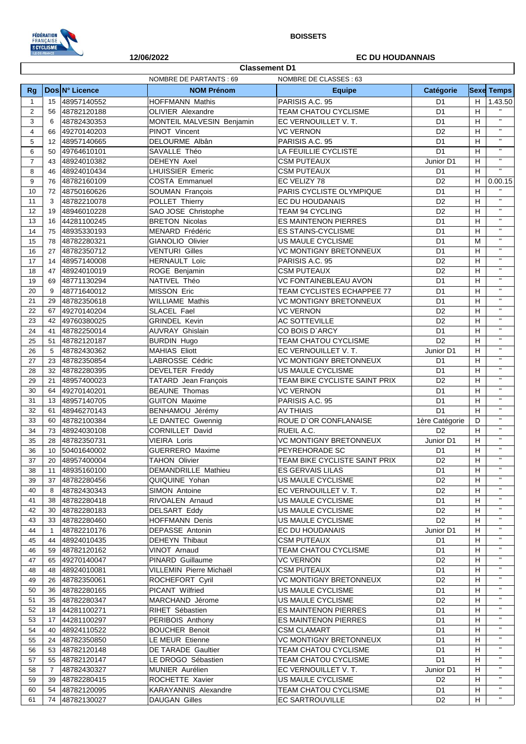**BOISSETS**

**12/06/2022** **EC DU HOUDANNAIS**

## Classement D1

NOMBRE DE PARTANTS : 69 NOMBRE DE CLASSES : 63

| Rg | Dos | N° Licence | NOM Prénom | Equipe | Catégorie | Sexe | Temps |
|---|---|---|---|---|---|---|---|
| 1 | 15 | 48957140552 | HOFFMANN Mathis | PARISIS A.C. 95 | D1 | H | 1.43.50 |
| 2 | 56 | 48782120188 | OLIVIER Alexandre | TEAM CHATOU CYCLISME | D1 | H | " |
| 3 | 6 | 48782430353 | MONTEIL MALVESIN Benjamin | EC VERNOUILLET V. T. | D1 | H | " |
| 4 | 66 | 49270140203 | PINOT Vincent | VC VERNON | D2 | H | " |
| 5 | 12 | 48957140665 | DELOURME Albân | PARISIS A.C. 95 | D1 | H | " |
| 6 | 50 | 49764610101 | SAVALLE Théo | LA FEUILLIE CYCLISTE | D1 | H | " |
| 7 | 43 | 48924010382 | DEHEYN Axel | CSM PUTEAUX | Junior D1 | H | " |
| 8 | 46 | 48924010434 | LHUISSIER Emeric | CSM PUTEAUX | D1 | H | " |
| 9 | 76 | 48782160109 | COSTA Emmanuel | EC VELIZY 78 | D2 | H | 0.00.15 |
| 10 | 72 | 48750160626 | SOUMAN François | PARIS CYCLISTE OLYMPIQUE | D1 | H | " |
| 11 | 3 | 48782210078 | POLLET Thierry | EC DU HOUDANAIS | D2 | H | " |
| 12 | 19 | 48946010228 | SAO JOSE Christophe | TEAM 94 CYCLING | D2 | H | " |
| 13 | 16 | 44281100245 | BRETON Nicolas | ES MAINTENON PIERRES | D1 | H | " |
| 14 | 75 | 48935330193 | MENARD Frédéric | ES STAINS-CYCLISME | D1 | H | " |
| 15 | 78 | 48782280321 | GIANOLIO Olivier | US MAULE CYCLISME | D1 | M | " |
| 16 | 27 | 48782350712 | VENTURI Gilles | VC MONTIGNY BRETONNEUX | D1 | H | " |
| 17 | 14 | 48957140008 | HERNAULT Loïc | PARISIS A.C. 95 | D2 | H | " |
| 18 | 47 | 48924010019 | ROGE Benjamin | CSM PUTEAUX | D2 | H | " |
| 19 | 69 | 48771130294 | NATIVEL Théo | VC FONTAINEBLEAU AVON | D1 | H | " |
| 20 | 9 | 48771640012 | MISSON Eric | TEAM CYCLISTES ECHAPPEE 77 | D1 | H | " |
| 21 | 29 | 48782350618 | WILLIAME Mathis | VC MONTIGNY BRETONNEUX | D1 | H | " |
| 22 | 67 | 49270140204 | SLACEL Fael | VC VERNON | D2 | H | " |
| 23 | 42 | 49760380025 | GRINDEL Kevin | AC SOTTEVILLE | D2 | H | " |
| 24 | 41 | 48782250014 | AUVRAY Ghislain | CO BOIS D`ARCY | D1 | H | " |
| 25 | 51 | 48782120187 | BURDIN Hugo | TEAM CHATOU CYCLISME | D2 | H | " |
| 26 | 5 | 48782430362 | MAHIAS Eliott | EC VERNOUILLET V. T. | Junior D1 | H | " |
| 27 | 23 | 48782350854 | LABROSSE Cédric | VC MONTIGNY BRETONNEUX | D1 | H | " |
| 28 | 32 | 48782280395 | DEVELTER Freddy | US MAULE CYCLISME | D1 | H | " |
| 29 | 21 | 48957400023 | TATARD Jean François | TEAM BIKE CYCLISTE SAINT PRIX | D2 | H | " |
| 30 | 64 | 49270140201 | BEAUNE Thomas | VC VERNON | D1 | H | " |
| 31 | 13 | 48957140705 | GUITON Maxime | PARISIS A.C. 95 | D1 | H | " |
| 32 | 61 | 48946270143 | BENHAMOU Jérémy | AV THIAIS | D1 | H | " |
| 33 | 60 | 48782100384 | LE DANTEC Gwennig | ROUE D`OR CONFLANAISE | 1ère Catégorie | D | " |
| 34 | 73 | 48924030108 | CORNILLET David | RUEIL A.C. | D2 | H | " |
| 35 | 28 | 48782350731 | VIEIRA Loris | VC MONTIGNY BRETONNEUX | Junior D1 | H | " |
| 36 | 10 | 50401640002 | GUERRERO Maxime | PEYREHORADE SC | D1 | H | " |
| 37 | 20 | 48957400004 | TAHON Olivier | TEAM BIKE CYCLISTE SAINT PRIX | D2 | H | " |
| 38 | 11 | 48935160100 | DEMANDRILLE Mathieu | ES GERVAIS LILAS | D1 | H | " |
| 39 | 37 | 48782280456 | QUIQUINE Yohan | US MAULE CYCLISME | D2 | H | " |
| 40 | 8 | 48782430343 | SIMON Antoine | EC VERNOUILLET V. T. | D2 | H | " |
| 41 | 38 | 48782280418 | RIVOALEN Arnaud | US MAULE CYCLISME | D1 | H | " |
| 42 | 30 | 48782280183 | DELSART Eddy | US MAULE CYCLISME | D2 | H | " |
| 43 | 33 | 48782280460 | HOFFMANN Denis | US MAULE CYCLISME | D2 | H | " |
| 44 | 1 | 48782210176 | DEPASSE Antonin | EC DU HOUDANAIS | Junior D1 | H | " |
| 45 | 44 | 48924010435 | DEHEYN Thibaut | CSM PUTEAUX | D1 | H | " |
| 46 | 59 | 48782120162 | VINOT Arnaud | TEAM CHATOU CYCLISME | D1 | H | " |
| 47 | 65 | 49270140047 | PINARD Guillaume | VC VERNON | D2 | H | " |
| 48 | 48 | 48924010081 | VILLEMIN Pierre Michaël | CSM PUTEAUX | D1 | H | " |
| 49 | 26 | 48782350061 | ROCHEFORT Cyril | VC MONTIGNY BRETONNEUX | D2 | H | " |
| 50 | 36 | 48782280165 | PICANT Wilfried | US MAULE CYCLISME | D1 | H | " |
| 51 | 35 | 48782280347 | MARCHAND Jérome | US MAULE CYCLISME | D2 | H | " |
| 52 | 18 | 44281100271 | RIHET Sébastien | ES MAINTENON PIERRES | D1 | H | " |
| 53 | 17 | 44281100297 | PERIBOIS Anthony | ES MAINTENON PIERRES | D1 | H | " |
| 54 | 40 | 48924110522 | BOUCHER Benoit | CSM CLAMART | D1 | H | " |
| 55 | 24 | 48782350850 | LE MEUR Etienne | VC MONTIGNY BRETONNEUX | D1 | H | " |
| 56 | 53 | 48782120148 | DE TARADE Gaultier | TEAM CHATOU CYCLISME | D1 | H | " |
| 57 | 55 | 48782120147 | LE DROGO Sébastien | TEAM CHATOU CYCLISME | D1 | H | " |
| 58 | 7 | 48782430327 | MUNIER Aurélien | EC VERNOUILLET V. T. | Junior D1 | H | " |
| 59 | 39 | 48782280415 | ROCHETTE Xavier | US MAULE CYCLISME | D2 | H | " |
| 60 | 54 | 48782120095 | KARAYANNIS Alexandre | TEAM CHATOU CYCLISME | D1 | H | " |
| 61 | 74 | 48782130027 | DAUGAN Gilles | EC SARTROUVILLE | D2 | H | " |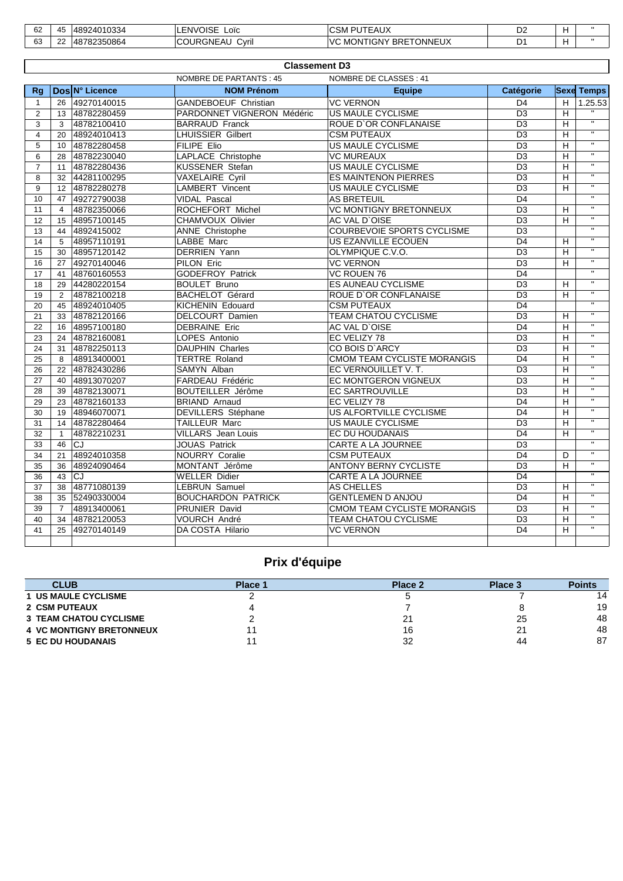| | | | | | | | |
|---|---|---|---|---|---|---|---|
| 62 | 45 | 48924010334 | LENVOISE Loïc | CSM PUTEAUX | D2 | H | " |
| 63 | 22 | 48782350864 | COURGNEAU Cyril | VC MONTIGNY BRETONNEUX | D1 | H | " |

## Classement D3

NOMBRE DE PARTANTS : 45 — NOMBRE DE CLASSES : 41

| Rg | Dos | N° Licence | NOM Prénom | Equipe | Catégorie | Sexe | Temps |
|---|---|---|---|---|---|---|---|
| 1 | 26 | 49270140015 | GANDEBOEUF Christian | VC VERNON | D4 | H | 1.25.53 |
| 2 | 13 | 48782280459 | PARDONNET VIGNERON Médéric | US MAULE CYCLISME | D3 | H | " |
| 3 | 3 | 48782100410 | BARRAUD Franck | ROUE D`OR CONFLANAISE | D3 | H | " |
| 4 | 20 | 48924010413 | LHUISSIER Gilbert | CSM PUTEAUX | D3 | H | " |
| 5 | 10 | 48782280458 | FILIPE Elio | US MAULE CYCLISME | D3 | H | " |
| 6 | 28 | 48782230040 | LAPLACE Christophe | VC MUREAUX | D3 | H | " |
| 7 | 11 | 48782280436 | KUSSENER Stefan | US MAULE CYCLISME | D3 | H | " |
| 8 | 32 | 44281100295 | VAXELAIRE Cyril | ES MAINTENON PIERRES | D3 | H | " |
| 9 | 12 | 48782280278 | LAMBERT Vincent | US MAULE CYCLISME | D3 | H | " |
| 10 | 47 | 49272790038 | VIDAL Pascal | AS BRETEUIL | D4 | | " |
| 11 | 4 | 48782350066 | ROCHEFORT Michel | VC MONTIGNY BRETONNEUX | D3 | H | " |
| 12 | 15 | 48957100145 | CHAMVOUX Olivier | AC VAL D`OISE | D3 | H | " |
| 13 | 44 | 4892415002 | ANNE Christophe | COURBEVOIE SPORTS CYCLISME | D3 | | " |
| 14 | 5 | 48957110191 | LABBE Marc | US EZANVILLE ECOUEN | D4 | H | " |
| 15 | 30 | 48957120142 | DERRIEN Yann | OLYMPIQUE C.V.O. | D3 | H | " |
| 16 | 27 | 49270140046 | PILON Eric | VC VERNON | D3 | H | " |
| 17 | 41 | 48760160553 | GODEFROY Patrick | VC ROUEN 76 | D4 | | " |
| 18 | 29 | 44280220154 | BOULET Bruno | ES AUNEAU CYCLISME | D3 | H | " |
| 19 | 2 | 48782100218 | BACHELOT Gérard | ROUE D`OR CONFLANAISE | D3 | H | " |
| 20 | 45 | 48924010405 | KICHENIN Edouard | CSM PUTEAUX | D4 | | " |
| 21 | 33 | 48782120166 | DELCOURT Damien | TEAM CHATOU CYCLISME | D3 | H | " |
| 22 | 16 | 48957100180 | DEBRAINE Eric | AC VAL D`OISE | D4 | H | " |
| 23 | 24 | 48782160081 | LOPES Antonio | EC VELIZY 78 | D3 | H | " |
| 24 | 31 | 48782250113 | DAUPHIN Charles | CO BOIS D`ARCY | D3 | H | " |
| 25 | 8 | 48913400001 | TERTRE Roland | CMOM TEAM CYCLISTE MORANGIS | D4 | H | " |
| 26 | 22 | 48782430286 | SAMYN Alban | EC VERNOUILLET V. T. | D3 | H | " |
| 27 | 40 | 48913070207 | FARDEAU Frédéric | EC MONTGERON VIGNEUX | D3 | H | " |
| 28 | 39 | 48782130071 | BOUTEILLER Jérôme | EC SARTROUVILLE | D3 | H | " |
| 29 | 23 | 48782160133 | BRIAND Arnaud | EC VELIZY 78 | D4 | H | " |
| 30 | 19 | 48946070071 | DEVILLERS Stéphane | US ALFORTVILLE CYCLISME | D4 | H | " |
| 31 | 14 | 48782280464 | TAILLEUR Marc | US MAULE CYCLISME | D3 | H | " |
| 32 | 1 | 48782210231 | VILLARS Jean Louis | EC DU HOUDANAIS | D4 | H | " |
| 33 | 46 | CJ | JOUAS Patrick | CARTE A LA JOURNEE | D3 | | " |
| 34 | 21 | 48924010358 | NOURRY Coralie | CSM PUTEAUX | D4 | D | " |
| 35 | 36 | 48924090464 | MONTANT Jérôme | ANTONY BERNY CYCLISTE | D3 | H | " |
| 36 | 43 | CJ | WELLER Didier | CARTE A LA JOURNEE | D4 | | " |
| 37 | 38 | 48771080139 | LEBRUN Samuel | AS CHELLES | D3 | H | " |
| 38 | 35 | 52490330004 | BOUCHARDON PATRICK | GENTLEMEN D ANJOU | D4 | H | " |
| 39 | 7 | 48913400061 | PRUNIER David | CMOM TEAM CYCLISTE MORANGIS | D3 | H | " |
| 40 | 34 | 48782120053 | VOURCH André | TEAM CHATOU CYCLISME | D3 | H | " |
| 41 | 25 | 49270140149 | DA COSTA Hilario | VC VERNON | D4 | H | " |

## Prix d'équipe

| CLUB | Place 1 | Place 2 | Place 3 | Points |
|---|---|---|---|---|
| **1 US MAULE CYCLISME** | 2 | 5 | 7 | 14 |
| **2 CSM PUTEAUX** | 4 | 7 | 8 | 19 |
| **3 TEAM CHATOU CYCLISME** | 2 | 21 | 25 | 48 |
| **4 VC MONTIGNY BRETONNEUX** | 11 | 16 | 21 | 48 |
| **5 EC DU HOUDANAIS** | 11 | 32 | 44 | 87 |